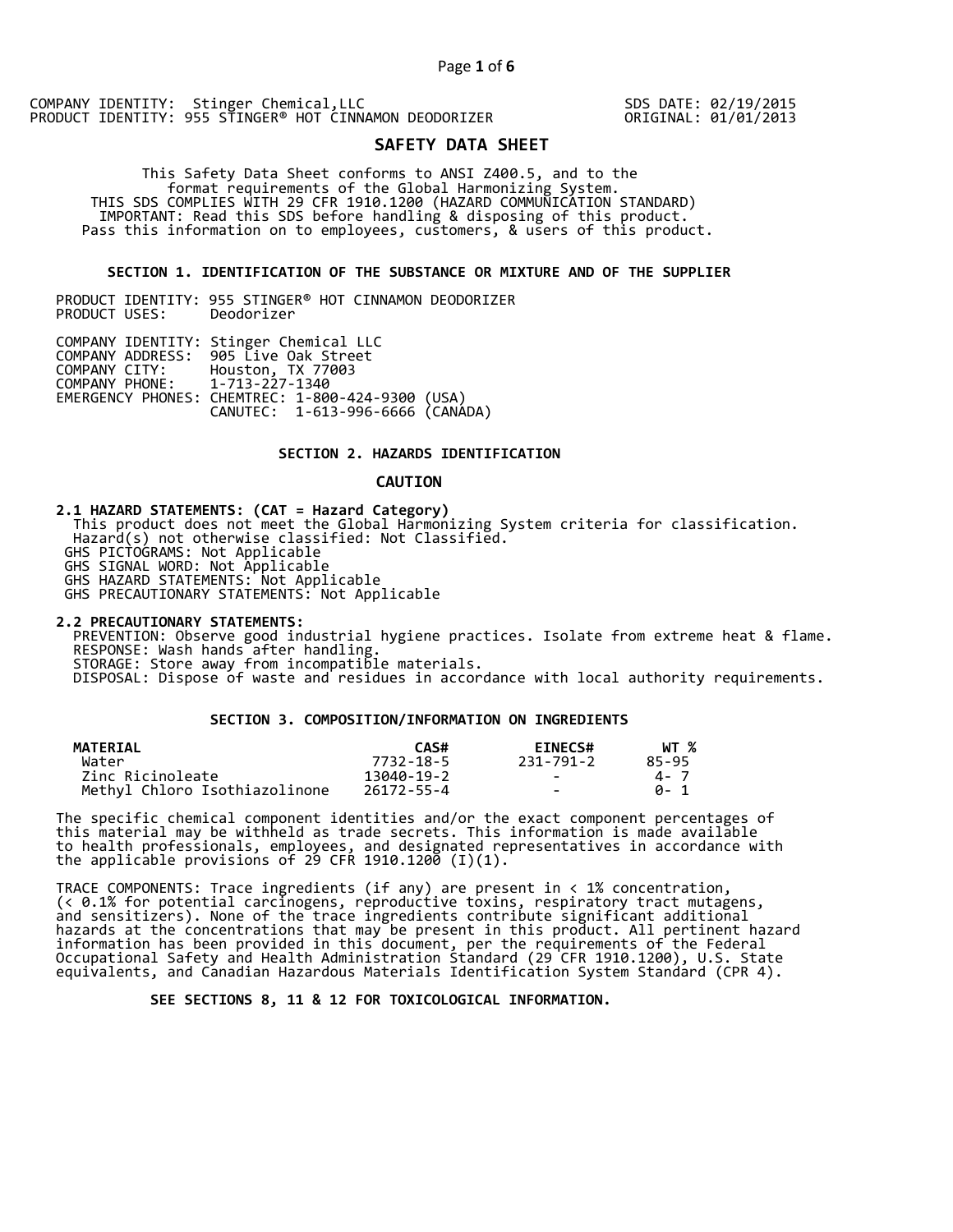COMPANY IDENTITY: Stinger Chemical,LLC
PRODUCT IDENTITY: 955 STINGER® HOT CINNAMON DEODORIZER

SDS DATE: 02/19/2015
ORIGINAL: 01/01/2013

# SAFETY DATA SHEET

This Safety Data Sheet conforms to ANSI Z400.5, and to the format requirements of the Global Harmonizing System.
THIS SDS COMPLIES WITH 29 CFR 1910.1200 (HAZARD COMMUNICATION STANDARD)
IMPORTANT: Read this SDS before handling & disposing of this product.
Pass this information on to employees, customers, & users of this product.

## SECTION 1. IDENTIFICATION OF THE SUBSTANCE OR MIXTURE AND OF THE SUPPLIER

PRODUCT IDENTITY: 955 STINGER® HOT CINNAMON DEODORIZER
PRODUCT USES: Deodorizer

COMPANY IDENTITY: Stinger Chemical LLC
COMPANY ADDRESS: 905 Live Oak Street
COMPANY CITY: Houston, TX 77003
COMPANY PHONE: 1-713-227-1340
EMERGENCY PHONES: CHEMTREC: 1-800-424-9300 (USA)
CANUTEC: 1-613-996-6666 (CANADA)

## SECTION 2. HAZARDS IDENTIFICATION

**CAUTION**

**2.1 HAZARD STATEMENTS: (CAT = Hazard Category)**
This product does not meet the Global Harmonizing System criteria for classification.
Hazard(s) not otherwise classified: Not Classified.
GHS PICTOGRAMS: Not Applicable
GHS SIGNAL WORD: Not Applicable
GHS HAZARD STATEMENTS: Not Applicable
GHS PRECAUTIONARY STATEMENTS: Not Applicable

**2.2 PRECAUTIONARY STATEMENTS:**
PREVENTION: Observe good industrial hygiene practices. Isolate from extreme heat & flame.
RESPONSE: Wash hands after handling.
STORAGE: Store away from incompatible materials.
DISPOSAL: Dispose of waste and residues in accordance with local authority requirements.

## SECTION 3. COMPOSITION/INFORMATION ON INGREDIENTS

| MATERIAL | CAS# | EINECS# | WT % |
|---|---|---|---|
| Water | 7732-18-5 | 231-791-2 | 85-95 |
| Zinc Ricinoleate | 13040-19-2 | - | 4- 7 |
| Methyl Chloro Isothiazolinone | 26172-55-4 | - | 0- 1 |

The specific chemical component identities and/or the exact component percentages of this material may be withheld as trade secrets. This information is made available to health professionals, employees, and designated representatives in accordance with the applicable provisions of 29 CFR 1910.1200 (I)(1).

TRACE COMPONENTS: Trace ingredients (if any) are present in < 1% concentration, (< 0.1% for potential carcinogens, reproductive toxins, respiratory tract mutagens, and sensitizers). None of the trace ingredients contribute significant additional hazards at the concentrations that may be present in this product. All pertinent hazard information has been provided in this document, per the requirements of the Federal Occupational Safety and Health Administration Standard (29 CFR 1910.1200), U.S. State equivalents, and Canadian Hazardous Materials Identification System Standard (CPR 4).

**SEE SECTIONS 8, 11 & 12 FOR TOXICOLOGICAL INFORMATION.**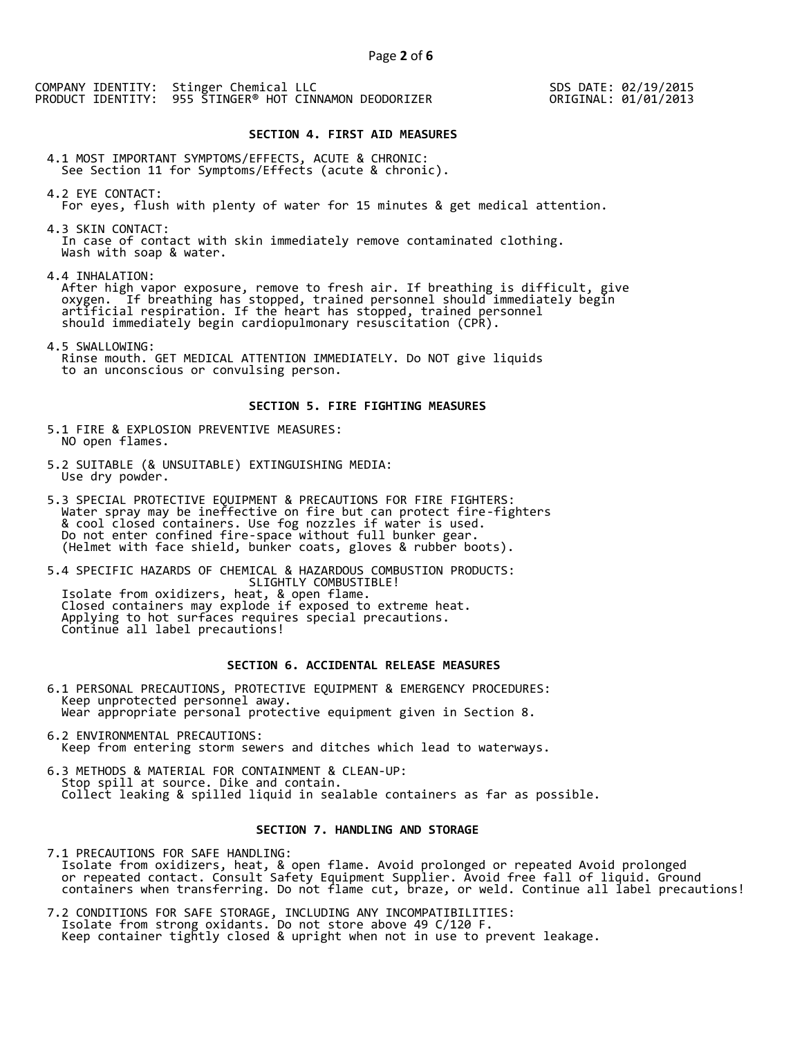COMPANY IDENTITY: Stinger Chemical LLC
PRODUCT IDENTITY: 955 STINGER® HOT CINNAMON DEODORIZER

SDS DATE: 02/19/2015
ORIGINAL: 01/01/2013

## SECTION 4. FIRST AID MEASURES

4.1 MOST IMPORTANT SYMPTOMS/EFFECTS, ACUTE & CHRONIC:
See Section 11 for Symptoms/Effects (acute & chronic).

4.2 EYE CONTACT:
For eyes, flush with plenty of water for 15 minutes & get medical attention.

4.3 SKIN CONTACT:
In case of contact with skin immediately remove contaminated clothing.
Wash with soap & water.

4.4 INHALATION:
After high vapor exposure, remove to fresh air. If breathing is difficult, give oxygen. If breathing has stopped, trained personnel should immediately begin artificial respiration. If the heart has stopped, trained personnel should immediately begin cardiopulmonary resuscitation (CPR).

4.5 SWALLOWING:
Rinse mouth. GET MEDICAL ATTENTION IMMEDIATELY. Do NOT give liquids to an unconscious or convulsing person.

## SECTION 5. FIRE FIGHTING MEASURES

5.1 FIRE & EXPLOSION PREVENTIVE MEASURES:
NO open flames.

5.2 SUITABLE (& UNSUITABLE) EXTINGUISHING MEDIA:
Use dry powder.

5.3 SPECIAL PROTECTIVE EQUIPMENT & PRECAUTIONS FOR FIRE FIGHTERS:
Water spray may be ineffective on fire but can protect fire-fighters & cool closed containers. Use fog nozzles if water is used.
Do not enter confined fire-space without full bunker gear.
(Helmet with face shield, bunker coats, gloves & rubber boots).

5.4 SPECIFIC HAZARDS OF CHEMICAL & HAZARDOUS COMBUSTION PRODUCTS:
SLIGHTLY COMBUSTIBLE!
Isolate from oxidizers, heat, & open flame.
Closed containers may explode if exposed to extreme heat.
Applying to hot surfaces requires special precautions.
Continue all label precautions!

## SECTION 6. ACCIDENTAL RELEASE MEASURES

6.1 PERSONAL PRECAUTIONS, PROTECTIVE EQUIPMENT & EMERGENCY PROCEDURES:
Keep unprotected personnel away.
Wear appropriate personal protective equipment given in Section 8.

6.2 ENVIRONMENTAL PRECAUTIONS:
Keep from entering storm sewers and ditches which lead to waterways.

6.3 METHODS & MATERIAL FOR CONTAINMENT & CLEAN-UP:
Stop spill at source. Dike and contain.
Collect leaking & spilled liquid in sealable containers as far as possible.

## SECTION 7. HANDLING AND STORAGE

7.1 PRECAUTIONS FOR SAFE HANDLING:
Isolate from oxidizers, heat, & open flame. Avoid prolonged or repeated Avoid prolonged or repeated contact. Consult Safety Equipment Supplier. Avoid free fall of liquid. Ground containers when transferring. Do not flame cut, braze, or weld. Continue all label precautions!

7.2 CONDITIONS FOR SAFE STORAGE, INCLUDING ANY INCOMPATIBILITIES:
Isolate from strong oxidants. Do not store above 49 C/120 F.
Keep container tightly closed & upright when not in use to prevent leakage.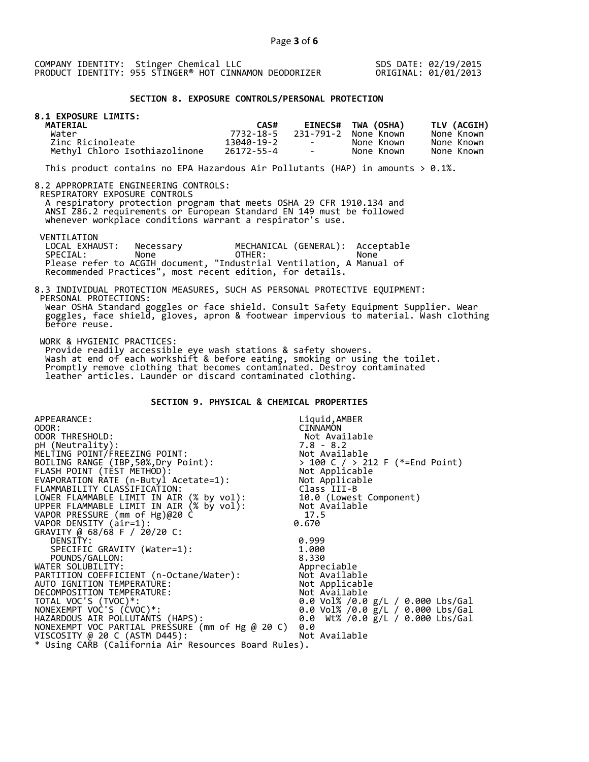COMPANY IDENTITY: Stinger Chemical LLC
PRODUCT IDENTITY: 955 STINGER® HOT CINNAMON DEODORIZER

SDS DATE: 02/19/2015
ORIGINAL: 01/01/2013

## SECTION 8. EXPOSURE CONTROLS/PERSONAL PROTECTION

**8.1 EXPOSURE LIMITS:**

| MATERIAL | CAS# | EINECS# | TWA (OSHA) | TLV (ACGIH) |
|---|---|---|---|---|
| Water | 7732-18-5 | 231-791-2 | None Known | None Known |
| Zinc Ricinoleate | 13040-19-2 | - | None Known | None Known |
| Methyl Chloro Isothiazolinone | 26172-55-4 | - | None Known | None Known |

This product contains no EPA Hazardous Air Pollutants (HAP) in amounts > 0.1%.

8.2 APPROPRIATE ENGINEERING CONTROLS:

RESPIRATORY EXPOSURE CONTROLS

A respiratory protection program that meets OSHA 29 CFR 1910.134 and ANSI Z86.2 requirements or European Standard EN 149 must be followed whenever workplace conditions warrant a respirator's use.

VENTILATION

| | | | |
|---|---|---|---|
| LOCAL EXHAUST: | Necessary | MECHANICAL (GENERAL): | Acceptable |
| SPECIAL: | None | OTHER: | None |

Please refer to ACGIH document, "Industrial Ventilation, A Manual of Recommended Practices", most recent edition, for details.

8.3 INDIVIDUAL PROTECTION MEASURES, SUCH AS PERSONAL PROTECTIVE EQUIPMENT:

PERSONAL PROTECTIONS:

Wear OSHA Standard goggles or face shield. Consult Safety Equipment Supplier. Wear goggles, face shield, gloves, apron & footwear impervious to material. Wash clothing before reuse.

WORK & HYGIENIC PRACTICES:

Provide readily accessible eye wash stations & safety showers.
Wash at end of each workshift & before eating, smoking or using the toilet.
Promptly remove clothing that becomes contaminated. Destroy contaminated leather articles. Launder or discard contaminated clothing.

## SECTION 9. PHYSICAL & CHEMICAL PROPERTIES

| | |
|---|---|
| APPEARANCE: | Liquid,AMBER |
| ODOR: | CINNAMON |
| ODOR THRESHOLD: | Not Available |
| pH (Neutrality): | 7.8 - 8.2 |
| MELTING POINT/FREEZING POINT: | Not Available |
| BOILING RANGE (IBP,50%,Dry Point): | > 100 C / > 212 F (*=End Point) |
| FLASH POINT (TEST METHOD): | Not Applicable |
| EVAPORATION RATE (n-Butyl Acetate=1): | Not Applicable |
| FLAMMABILITY CLASSIFICATION: | Class III-B |
| LOWER FLAMMABLE LIMIT IN AIR (% by vol): | 10.0 (Lowest Component) |
| UPPER FLAMMABLE LIMIT IN AIR (% by vol): | Not Available |
| VAPOR PRESSURE (mm of Hg)@20 C | 17.5 |
| VAPOR DENSITY (air=1): | 0.670 |
| GRAVITY @ 68/68 F / 20/20 C: | |
| DENSITY: | 0.999 |
| SPECIFIC GRAVITY (Water=1): | 1.000 |
| POUNDS/GALLON: | 8.330 |
| WATER SOLUBILITY: | Appreciable |
| PARTITION COEFFICIENT (n-Octane/Water): | Not Available |
| AUTO IGNITION TEMPERATURE: | Not Applicable |
| DECOMPOSITION TEMPERATURE: | Not Available |
| TOTAL VOC'S (TVOC)*: | 0.0 Vol% /0.0 g/L / 0.000 Lbs/Gal |
| NONEXEMPT VOC'S (CVOC)*: | 0.0 Vol% /0.0 g/L / 0.000 Lbs/Gal |
| HAZARDOUS AIR POLLUTANTS (HAPS): | 0.0 Wt% /0.0 g/L / 0.000 Lbs/Gal |
| NONEXEMPT VOC PARTIAL PRESSURE (mm of Hg @ 20 C) | 0.0 |
| VISCOSITY @ 20 C (ASTM D445): | Not Available |

* Using CARB (California Air Resources Board Rules).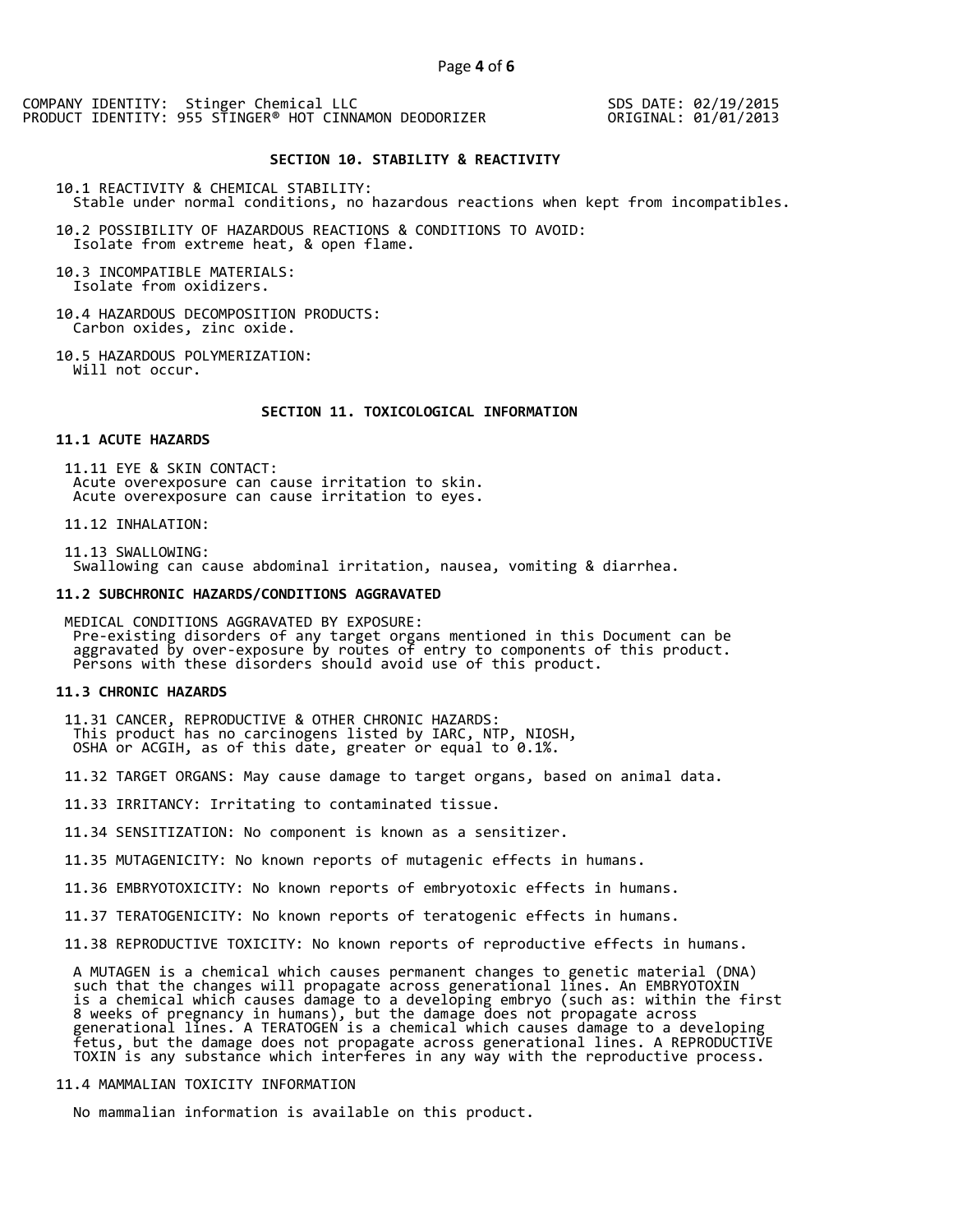## SECTION 10. STABILITY & REACTIVITY

10.1 REACTIVITY & CHEMICAL STABILITY:
Stable under normal conditions, no hazardous reactions when kept from incompatibles.

10.2 POSSIBILITY OF HAZARDOUS REACTIONS & CONDITIONS TO AVOID:
Isolate from extreme heat, & open flame.

10.3 INCOMPATIBLE MATERIALS:
Isolate from oxidizers.

10.4 HAZARDOUS DECOMPOSITION PRODUCTS:
Carbon oxides, zinc oxide.

10.5 HAZARDOUS POLYMERIZATION:
Will not occur.

## SECTION 11. TOXICOLOGICAL INFORMATION

### 11.1 ACUTE HAZARDS

11.11 EYE & SKIN CONTACT:
Acute overexposure can cause irritation to skin.
Acute overexposure can cause irritation to eyes.

11.12 INHALATION:

11.13 SWALLOWING:
Swallowing can cause abdominal irritation, nausea, vomiting & diarrhea.

### 11.2 SUBCHRONIC HAZARDS/CONDITIONS AGGRAVATED

MEDICAL CONDITIONS AGGRAVATED BY EXPOSURE:
Pre-existing disorders of any target organs mentioned in this Document can be aggravated by over-exposure by routes of entry to components of this product. Persons with these disorders should avoid use of this product.

### 11.3 CHRONIC HAZARDS

11.31 CANCER, REPRODUCTIVE & OTHER CHRONIC HAZARDS:
This product has no carcinogens listed by IARC, NTP, NIOSH, OSHA or ACGIH, as of this date, greater or equal to 0.1%.

11.32 TARGET ORGANS: May cause damage to target organs, based on animal data.

11.33 IRRITANCY: Irritating to contaminated tissue.

11.34 SENSITIZATION: No component is known as a sensitizer.

11.35 MUTAGENICITY: No known reports of mutagenic effects in humans.

11.36 EMBRYOTOXICITY: No known reports of embryotoxic effects in humans.

11.37 TERATOGENICITY: No known reports of teratogenic effects in humans.

11.38 REPRODUCTIVE TOXICITY: No known reports of reproductive effects in humans.

A MUTAGEN is a chemical which causes permanent changes to genetic material (DNA) such that the changes will propagate across generational lines. An EMBRYOTOXIN is a chemical which causes damage to a developing embryo (such as: within the first 8 weeks of pregnancy in humans), but the damage does not propagate across generational lines. A TERATOGEN is a chemical which causes damage to a developing fetus, but the damage does not propagate across generational lines. A REPRODUCTIVE TOXIN is any substance which interferes in any way with the reproductive process.

11.4 MAMMALIAN TOXICITY INFORMATION

No mammalian information is available on this product.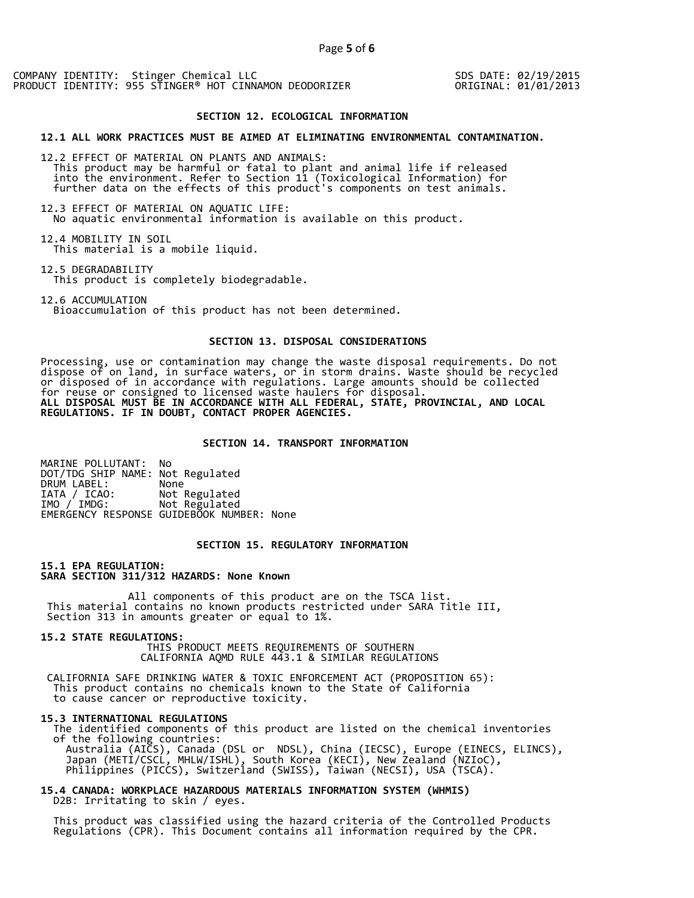COMPANY IDENTITY: Stinger Chemical LLC
PRODUCT IDENTITY: 955 STINGER® HOT CINNAMON DEODORIZER

SDS DATE: 02/19/2015
ORIGINAL: 01/01/2013

## SECTION 12. ECOLOGICAL INFORMATION

**12.1 ALL WORK PRACTICES MUST BE AIMED AT ELIMINATING ENVIRONMENTAL CONTAMINATION.**

12.2 EFFECT OF MATERIAL ON PLANTS AND ANIMALS:
This product may be harmful or fatal to plant and animal life if released into the environment. Refer to Section 11 (Toxicological Information) for further data on the effects of this product's components on test animals.

12.3 EFFECT OF MATERIAL ON AQUATIC LIFE:
No aquatic environmental information is available on this product.

12.4 MOBILITY IN SOIL
This material is a mobile liquid.

12.5 DEGRADABILITY
This product is completely biodegradable.

12.6 ACCUMULATION
Bioaccumulation of this product has not been determined.

## SECTION 13. DISPOSAL CONSIDERATIONS

Processing, use or contamination may change the waste disposal requirements. Do not dispose of on land, in surface waters, or in storm drains. Waste should be recycled or disposed of in accordance with regulations. Large amounts should be collected for reuse or consigned to licensed waste haulers for disposal.
**ALL DISPOSAL MUST BE IN ACCORDANCE WITH ALL FEDERAL, STATE, PROVINCIAL, AND LOCAL REGULATIONS. IF IN DOUBT, CONTACT PROPER AGENCIES.**

## SECTION 14. TRANSPORT INFORMATION

MARINE POLLUTANT: No
DOT/TDG SHIP NAME: Not Regulated
DRUM LABEL: None
IATA / ICAO: Not Regulated
IMO / IMDG: Not Regulated
EMERGENCY RESPONSE GUIDEBOOK NUMBER: None

## SECTION 15. REGULATORY INFORMATION

**15.1 EPA REGULATION:**
**SARA SECTION 311/312 HAZARDS: None Known**

All components of this product are on the TSCA list.
This material contains no known products restricted under SARA Title III, Section 313 in amounts greater or equal to 1%.

**15.2 STATE REGULATIONS:**
THIS PRODUCT MEETS REQUIREMENTS OF SOUTHERN CALIFORNIA AQMD RULE 443.1 & SIMILAR REGULATIONS

CALIFORNIA SAFE DRINKING WATER & TOXIC ENFORCEMENT ACT (PROPOSITION 65):
This product contains no chemicals known to the State of California to cause cancer or reproductive toxicity.

**15.3 INTERNATIONAL REGULATIONS**
The identified components of this product are listed on the chemical inventories of the following countries:
Australia (AICS), Canada (DSL or NDSL), China (IECSC), Europe (EINECS, ELINCS), Japan (METI/CSCL, MHLW/ISHL), South Korea (KECI), New Zealand (NZIoC), Philippines (PICCS), Switzerland (SWISS), Taiwan (NECSI), USA (TSCA).

**15.4 CANADA: WORKPLACE HAZARDOUS MATERIALS INFORMATION SYSTEM (WHMIS)**
D2B: Irritating to skin / eyes.

This product was classified using the hazard criteria of the Controlled Products Regulations (CPR). This Document contains all information required by the CPR.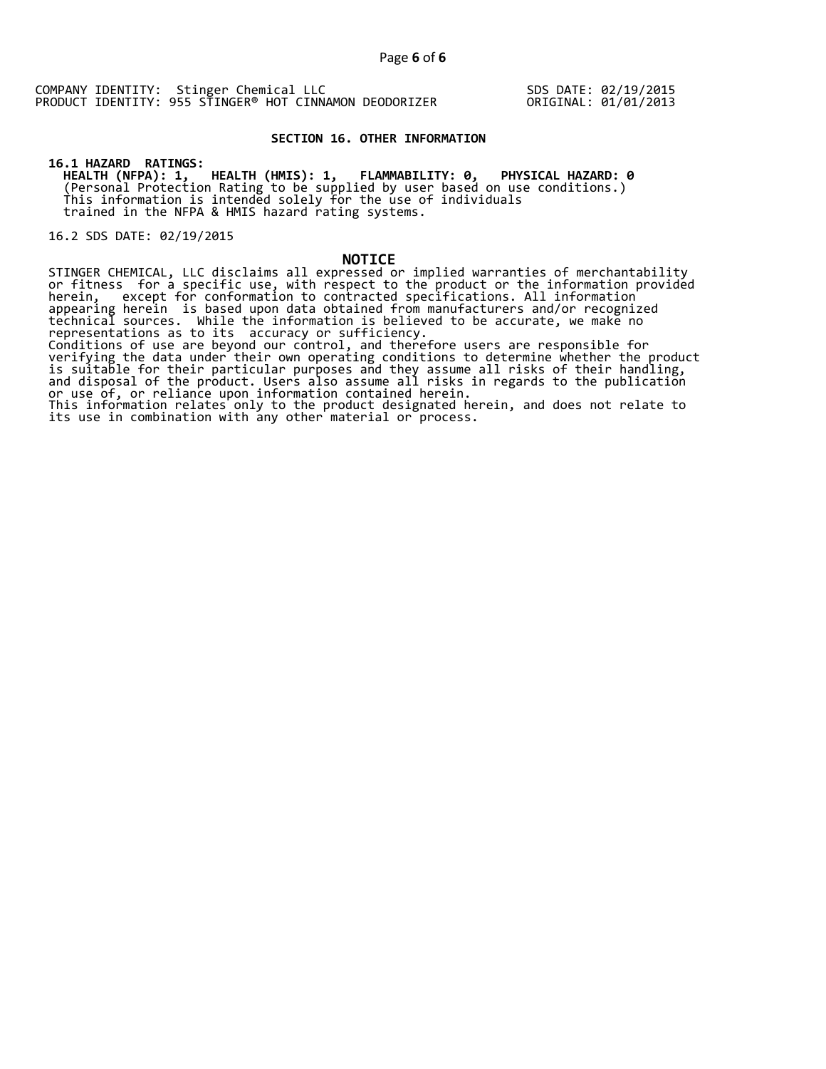COMPANY IDENTITY: Stinger Chemical LLC
PRODUCT IDENTITY: 955 STINGER® HOT CINNAMON DEODORIZER

SDS DATE: 02/19/2015
ORIGINAL: 01/01/2013

## SECTION 16. OTHER INFORMATION

**16.1 HAZARD RATINGS:**

**HEALTH (NFPA): 1, HEALTH (HMIS): 1, FLAMMABILITY: 0, PHYSICAL HAZARD: 0**

(Personal Protection Rating to be supplied by user based on use conditions.)
This information is intended solely for the use of individuals trained in the NFPA & HMIS hazard rating systems.

16.2 SDS DATE: 02/19/2015

### NOTICE

STINGER CHEMICAL, LLC disclaims all expressed or implied warranties of merchantability or fitness for a specific use, with respect to the product or the information provided herein, except for conformation to contracted specifications. All information appearing herein is based upon data obtained from manufacturers and/or recognized technical sources. While the information is believed to be accurate, we make no representations as to its accuracy or sufficiency.
Conditions of use are beyond our control, and therefore users are responsible for verifying the data under their own operating conditions to determine whether the product is suitable for their particular purposes and they assume all risks of their handling, and disposal of the product. Users also assume all risks in regards to the publication or use of, or reliance upon information contained herein.
This information relates only to the product designated herein, and does not relate to its use in combination with any other material or process.